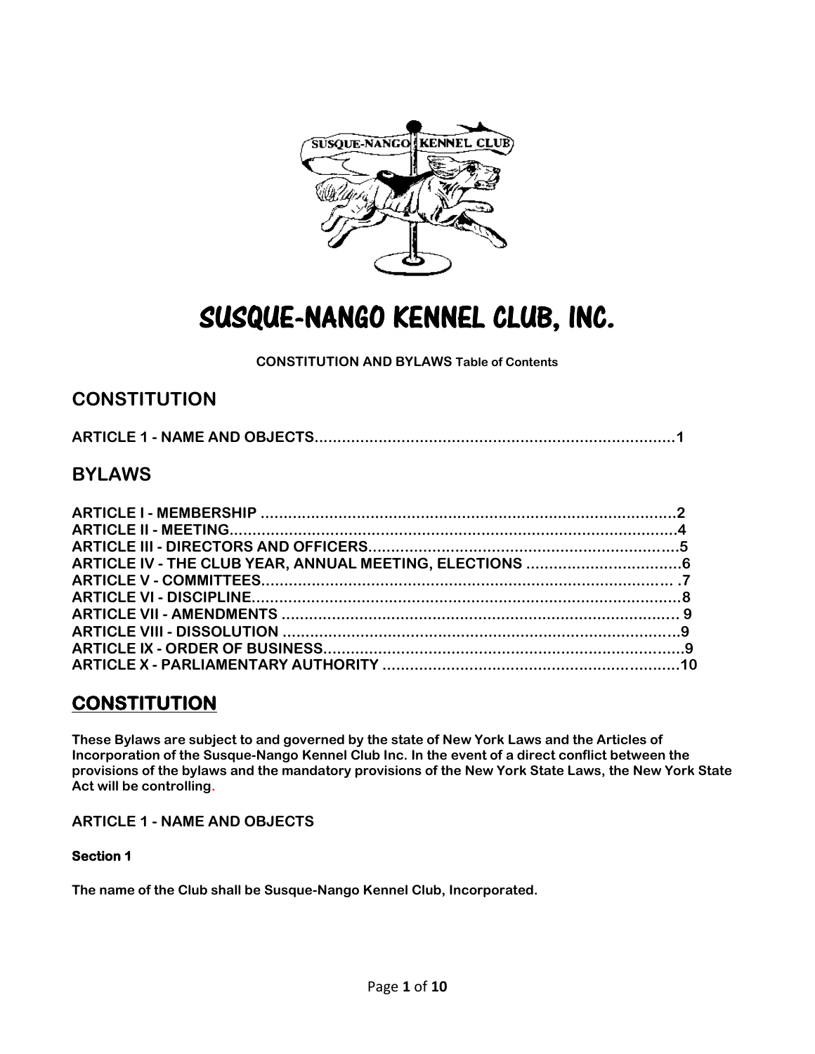# SUSQUE-NANGO KENNEL CLUB, INC.

**CONSTITUTION AND BYLAWS Table of Contents**

## CONSTITUTION

**ARTICLE 1 - NAME AND OBJECTS...............................................................................1**

## BYLAWS

**ARTICLE I - MEMBERSHIP ...........................................................................................2**
**ARTICLE II - MEETING.....................................................................................................4**
**ARTICLE III - DIRECTORS AND OFFICERS.....................................................................5**
**ARTICLE IV - THE CLUB YEAR, ANNUAL MEETING, ELECTIONS ..................................6**
**ARTICLE V - COMMITTEES............................................................................................ .7**
**ARTICLE VI - DISCIPLINE...............................................................................................8**
**ARTICLE VII - AMENDMENTS ........................................................................................ 9**
**ARTICLE VIII - DISSOLUTION .........................................................................................9**
**ARTICLE IX - ORDER OF BUSINESS................................................................................9**
**ARTICLE X - PARLIAMENTARY AUTHORITY ..................................................................10**

## CONSTITUTION

**These Bylaws are subject to and governed by the state of New York Laws and the Articles of Incorporation of the Susque-Nango Kennel Club Inc. In the event of a direct conflict between the provisions of the bylaws and the mandatory provisions of the New York State Laws, the New York State Act will be controlling.**

### ARTICLE 1 - NAME AND OBJECTS

#### Section 1

**The name of the Club shall be Susque-Nango Kennel Club, Incorporated.**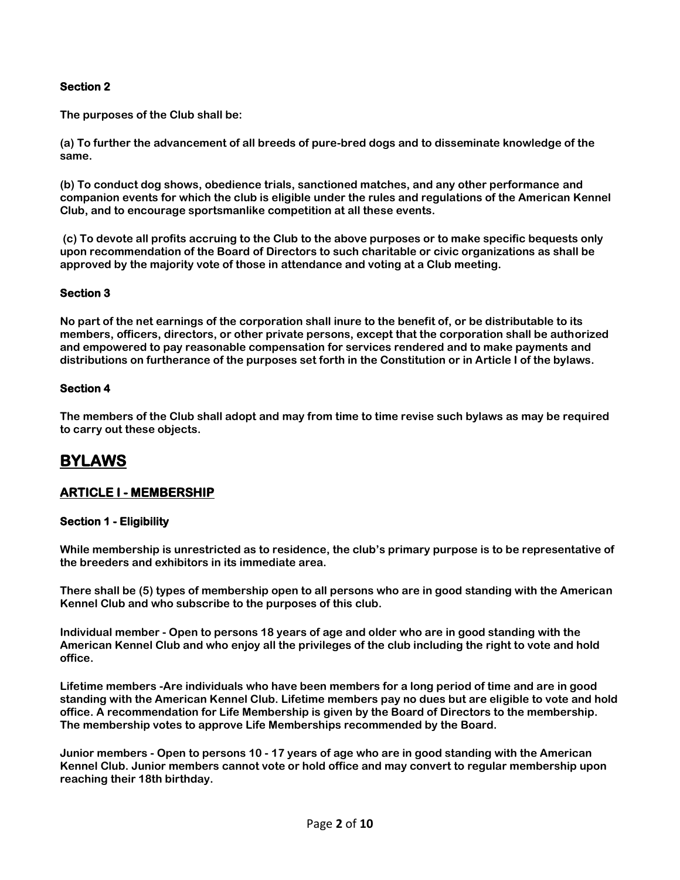**Section 2**

**The purposes of the Club shall be:**

**(a) To further the advancement of all breeds of pure-bred dogs and to disseminate knowledge of the same.**

**(b) To conduct dog shows, obedience trials, sanctioned matches, and any other performance and companion events for which the club is eligible under the rules and regulations of the American Kennel Club, and to encourage sportsmanlike competition at all these events.**

**(c) To devote all profits accruing to the Club to the above purposes or to make specific bequests only upon recommendation of the Board of Directors to such charitable or civic organizations as shall be approved by the majority vote of those in attendance and voting at a Club meeting.**

**Section 3**

**No part of the net earnings of the corporation shall inure to the benefit of, or be distributable to its members, officers, directors, or other private persons, except that the corporation shall be authorized and empowered to pay reasonable compensation for services rendered and to make payments and distributions on furtherance of the purposes set forth in the Constitution or in Article I of the bylaws.**

**Section 4**

**The members of the Club shall adopt and may from time to time revise such bylaws as may be required to carry out these objects.**

# BYLAWS

## ARTICLE I - MEMBERSHIP

**Section 1 - Eligibility**

**While membership is unrestricted as to residence, the club's primary purpose is to be representative of the breeders and exhibitors in its immediate area.**

**There shall be (5) types of membership open to all persons who are in good standing with the American Kennel Club and who subscribe to the purposes of this club.**

**Individual member - Open to persons 18 years of age and older who are in good standing with the American Kennel Club and who enjoy all the privileges of the club including the right to vote and hold office.**

**Lifetime members -Are individuals who have been members for a long period of time and are in good standing with the American Kennel Club. Lifetime members pay no dues but are eligible to vote and hold office. A recommendation for Life Membership is given by the Board of Directors to the membership. The membership votes to approve Life Memberships recommended by the Board.**

**Junior members - Open to persons 10 - 17 years of age who are in good standing with the American Kennel Club. Junior members cannot vote or hold office and may convert to regular membership upon reaching their 18th birthday.**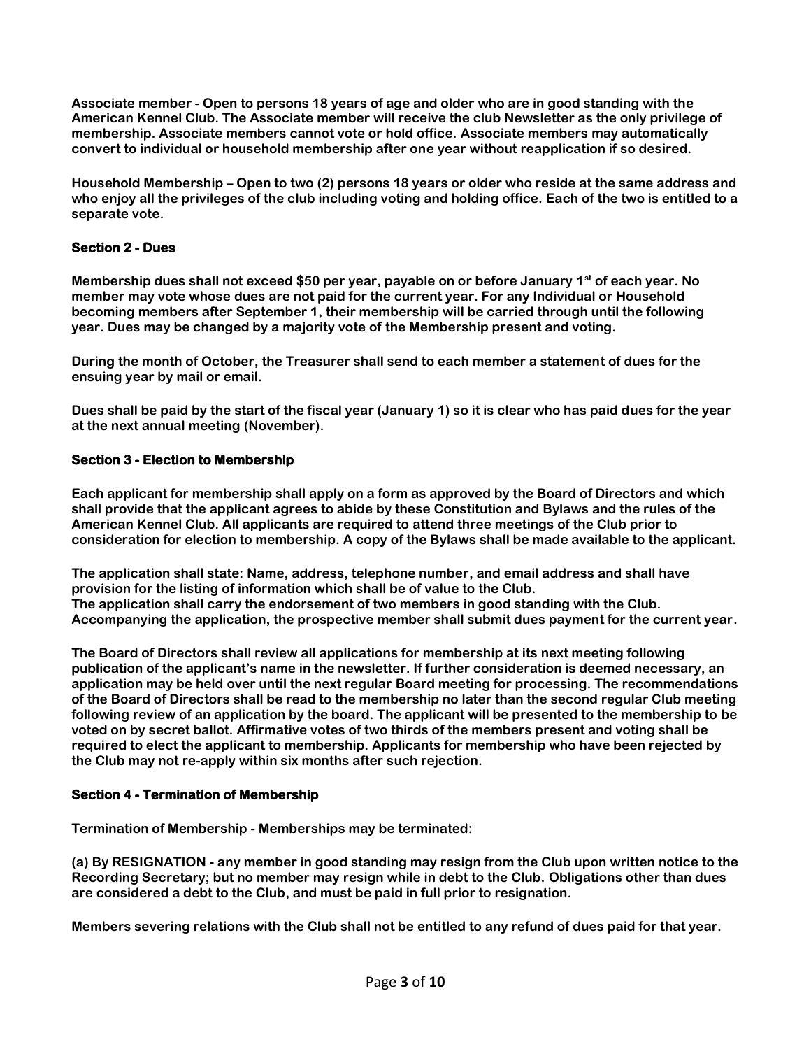**Associate member - Open to persons 18 years of age and older who are in good standing with the American Kennel Club. The Associate member will receive the club Newsletter as the only privilege of membership. Associate members cannot vote or hold office. Associate members may automatically convert to individual or household membership after one year without reapplication if so desired.**

**Household Membership – Open to two (2) persons 18 years or older who reside at the same address and who enjoy all the privileges of the club including voting and holding office. Each of the two is entitled to a separate vote.**

### Section 2 - Dues

**Membership dues shall not exceed $50 per year, payable on or before January 1st of each year. No member may vote whose dues are not paid for the current year. For any Individual or Household becoming members after September 1, their membership will be carried through until the following year. Dues may be changed by a majority vote of the Membership present and voting.**

**During the month of October, the Treasurer shall send to each member a statement of dues for the ensuing year by mail or email.**

**Dues shall be paid by the start of the fiscal year (January 1) so it is clear who has paid dues for the year at the next annual meeting (November).**

### Section 3 - Election to Membership

**Each applicant for membership shall apply on a form as approved by the Board of Directors and which shall provide that the applicant agrees to abide by these Constitution and Bylaws and the rules of the American Kennel Club. All applicants are required to attend three meetings of the Club prior to consideration for election to membership. A copy of the Bylaws shall be made available to the applicant.**

**The application shall state: Name, address, telephone number, and email address and shall have provision for the listing of information which shall be of value to the Club.
The application shall carry the endorsement of two members in good standing with the Club. Accompanying the application, the prospective member shall submit dues payment for the current year.**

**The Board of Directors shall review all applications for membership at its next meeting following publication of the applicant's name in the newsletter. If further consideration is deemed necessary, an application may be held over until the next regular Board meeting for processing. The recommendations of the Board of Directors shall be read to the membership no later than the second regular Club meeting following review of an application by the board. The applicant will be presented to the membership to be voted on by secret ballot. Affirmative votes of two thirds of the members present and voting shall be required to elect the applicant to membership. Applicants for membership who have been rejected by the Club may not re-apply within six months after such rejection.**

### Section 4 - Termination of Membership

**Termination of Membership - Memberships may be terminated:**

**(a) By RESIGNATION - any member in good standing may resign from the Club upon written notice to the Recording Secretary; but no member may resign while in debt to the Club. Obligations other than dues are considered a debt to the Club, and must be paid in full prior to resignation.**

**Members severing relations with the Club shall not be entitled to any refund of dues paid for that year.**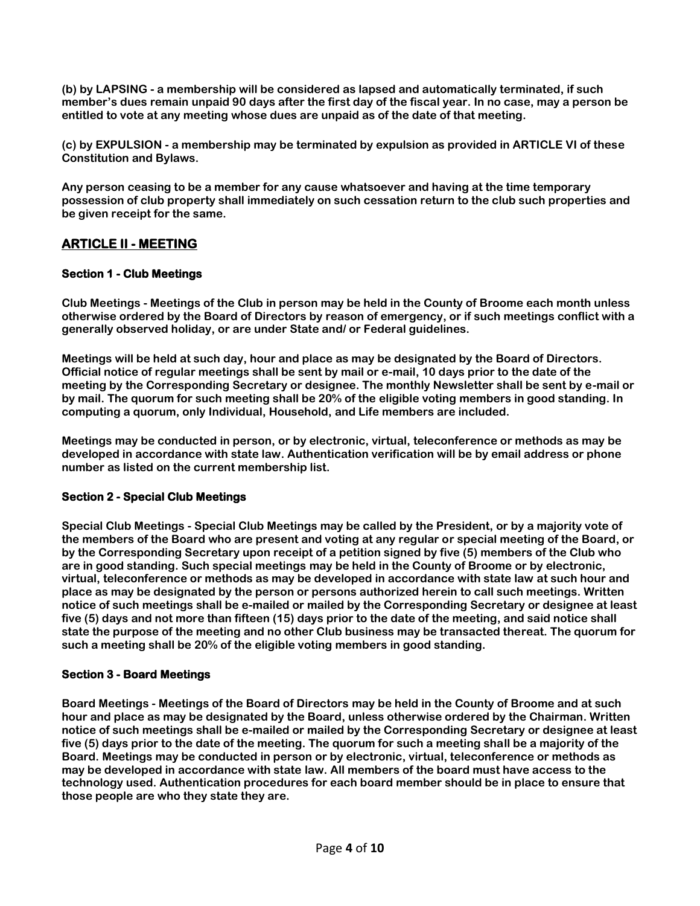**(b) by LAPSING - a membership will be considered as lapsed and automatically terminated, if such member's dues remain unpaid 90 days after the first day of the fiscal year. In no case, may a person be entitled to vote at any meeting whose dues are unpaid as of the date of that meeting.**

**(c) by EXPULSION - a membership may be terminated by expulsion as provided in ARTICLE VI of these Constitution and Bylaws.**

**Any person ceasing to be a member for any cause whatsoever and having at the time temporary possession of club property shall immediately on such cessation return to the club such properties and be given receipt for the same.**

## ARTICLE II - MEETING

### Section 1 - Club Meetings

**Club Meetings - Meetings of the Club in person may be held in the County of Broome each month unless otherwise ordered by the Board of Directors by reason of emergency, or if such meetings conflict with a generally observed holiday, or are under State and/ or Federal guidelines.**

**Meetings will be held at such day, hour and place as may be designated by the Board of Directors. Official notice of regular meetings shall be sent by mail or e-mail, 10 days prior to the date of the meeting by the Corresponding Secretary or designee. The monthly Newsletter shall be sent by e-mail or by mail. The quorum for such meeting shall be 20% of the eligible voting members in good standing. In computing a quorum, only Individual, Household, and Life members are included.**

**Meetings may be conducted in person, or by electronic, virtual, teleconference or methods as may be developed in accordance with state law. Authentication verification will be by email address or phone number as listed on the current membership list.**

### Section 2 - Special Club Meetings

**Special Club Meetings - Special Club Meetings may be called by the President, or by a majority vote of the members of the Board who are present and voting at any regular or special meeting of the Board, or by the Corresponding Secretary upon receipt of a petition signed by five (5) members of the Club who are in good standing. Such special meetings may be held in the County of Broome or by electronic, virtual, teleconference or methods as may be developed in accordance with state law at such hour and place as may be designated by the person or persons authorized herein to call such meetings. Written notice of such meetings shall be e-mailed or mailed by the Corresponding Secretary or designee at least five (5) days and not more than fifteen (15) days prior to the date of the meeting, and said notice shall state the purpose of the meeting and no other Club business may be transacted thereat. The quorum for such a meeting shall be 20% of the eligible voting members in good standing.**

### Section 3 - Board Meetings

**Board Meetings - Meetings of the Board of Directors may be held in the County of Broome and at such hour and place as may be designated by the Board, unless otherwise ordered by the Chairman. Written notice of such meetings shall be e-mailed or mailed by the Corresponding Secretary or designee at least five (5) days prior to the date of the meeting. The quorum for such a meeting shall be a majority of the Board. Meetings may be conducted in person or by electronic, virtual, teleconference or methods as may be developed in accordance with state law. All members of the board must have access to the technology used. Authentication procedures for each board member should be in place to ensure that those people are who they state they are.**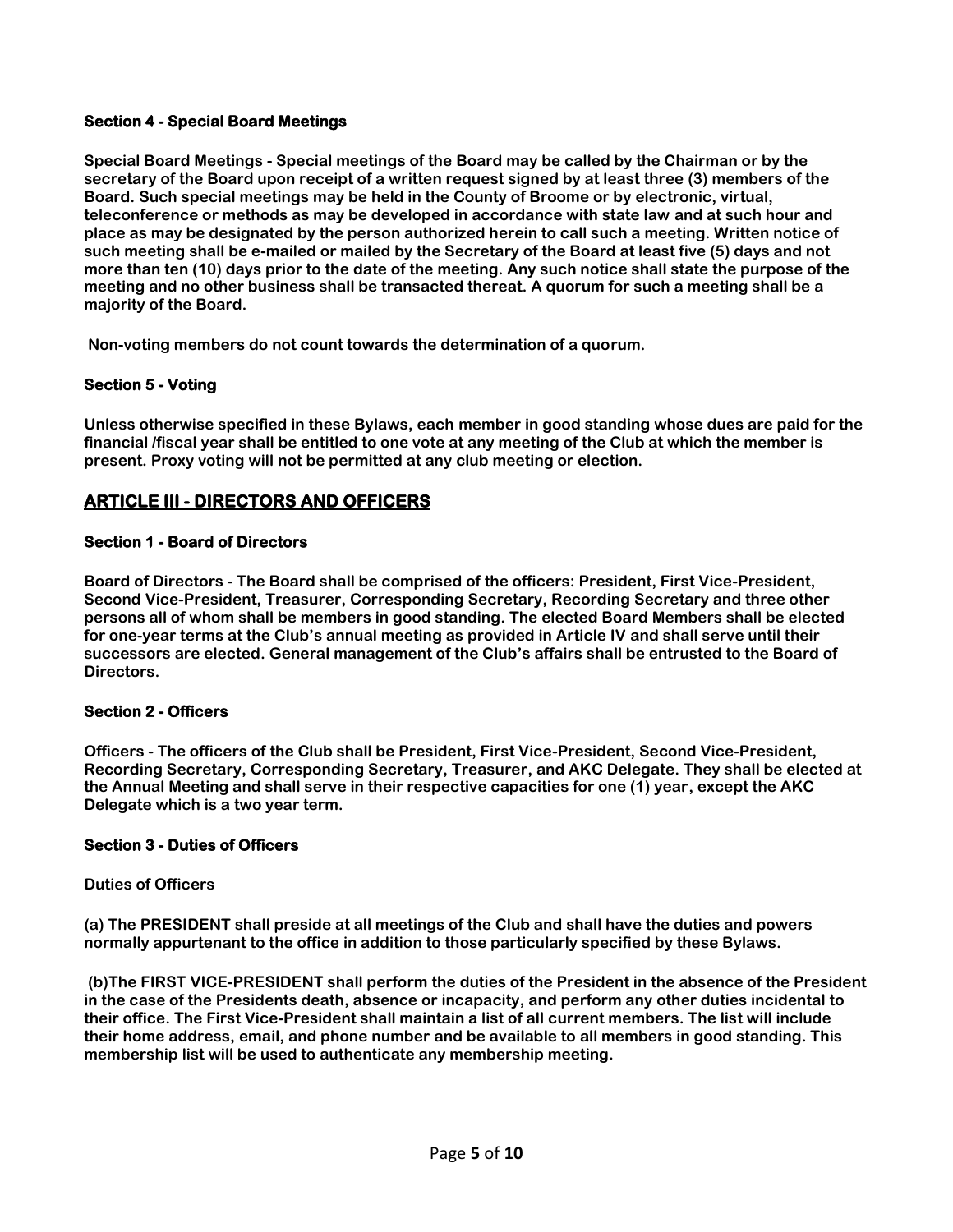### Section 4 - Special Board Meetings

**Special Board Meetings - Special meetings of the Board may be called by the Chairman or by the secretary of the Board upon receipt of a written request signed by at least three (3) members of the Board. Such special meetings may be held in the County of Broome or by electronic, virtual, teleconference or methods as may be developed in accordance with state law and at such hour and place as may be designated by the person authorized herein to call such a meeting. Written notice of such meeting shall be e-mailed or mailed by the Secretary of the Board at least five (5) days and not more than ten (10) days prior to the date of the meeting. Any such notice shall state the purpose of the meeting and no other business shall be transacted thereat. A quorum for such a meeting shall be a majority of the Board.**

**Non-voting members do not count towards the determination of a quorum.**

### Section 5 - Voting

**Unless otherwise specified in these Bylaws, each member in good standing whose dues are paid for the financial /fiscal year shall be entitled to one vote at any meeting of the Club at which the member is present. Proxy voting will not be permitted at any club meeting or election.**

## ARTICLE III - DIRECTORS AND OFFICERS

### Section 1 - Board of Directors

**Board of Directors - The Board shall be comprised of the officers: President, First Vice-President, Second Vice-President, Treasurer, Corresponding Secretary, Recording Secretary and three other persons all of whom shall be members in good standing. The elected Board Members shall be elected for one-year terms at the Club's annual meeting as provided in Article IV and shall serve until their successors are elected. General management of the Club's affairs shall be entrusted to the Board of Directors.**

### Section 2 - Officers

**Officers - The officers of the Club shall be President, First Vice-President, Second Vice-President, Recording Secretary, Corresponding Secretary, Treasurer, and AKC Delegate. They shall be elected at the Annual Meeting and shall serve in their respective capacities for one (1) year, except the AKC Delegate which is a two year term.**

### Section 3 - Duties of Officers

**Duties of Officers**

**(a) The PRESIDENT shall preside at all meetings of the Club and shall have the duties and powers normally appurtenant to the office in addition to those particularly specified by these Bylaws.**

**(b)The FIRST VICE-PRESIDENT shall perform the duties of the President in the absence of the President in the case of the Presidents death, absence or incapacity, and perform any other duties incidental to their office. The First Vice-President shall maintain a list of all current members. The list will include their home address, email, and phone number and be available to all members in good standing. This membership list will be used to authenticate any membership meeting.**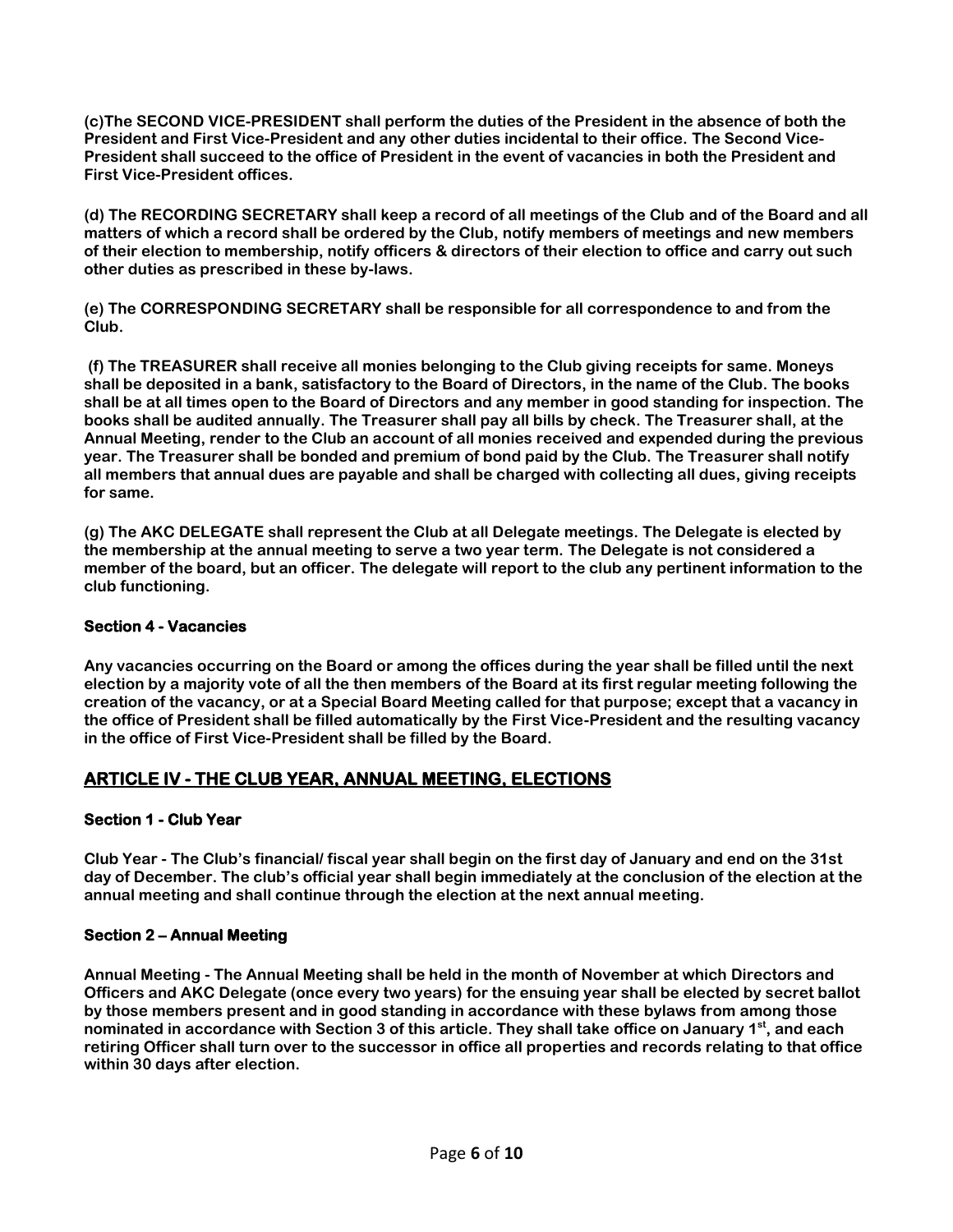**(c)The SECOND VICE-PRESIDENT shall perform the duties of the President in the absence of both the President and First Vice-President and any other duties incidental to their office. The Second Vice-President shall succeed to the office of President in the event of vacancies in both the President and First Vice-President offices.**

**(d) The RECORDING SECRETARY shall keep a record of all meetings of the Club and of the Board and all matters of which a record shall be ordered by the Club, notify members of meetings and new members of their election to membership, notify officers & directors of their election to office and carry out such other duties as prescribed in these by-laws.**

**(e) The CORRESPONDING SECRETARY shall be responsible for all correspondence to and from the Club.**

**(f) The TREASURER shall receive all monies belonging to the Club giving receipts for same. Moneys shall be deposited in a bank, satisfactory to the Board of Directors, in the name of the Club. The books shall be at all times open to the Board of Directors and any member in good standing for inspection. The books shall be audited annually. The Treasurer shall pay all bills by check. The Treasurer shall, at the Annual Meeting, render to the Club an account of all monies received and expended during the previous year. The Treasurer shall be bonded and premium of bond paid by the Club. The Treasurer shall notify all members that annual dues are payable and shall be charged with collecting all dues, giving receipts for same.**

**(g) The AKC DELEGATE shall represent the Club at all Delegate meetings. The Delegate is elected by the membership at the annual meeting to serve a two year term. The Delegate is not considered a member of the board, but an officer. The delegate will report to the club any pertinent information to the club functioning.**

#### Section 4 - Vacancies

**Any vacancies occurring on the Board or among the offices during the year shall be filled until the next election by a majority vote of all the then members of the Board at its first regular meeting following the creation of the vacancy, or at a Special Board Meeting called for that purpose; except that a vacancy in the office of President shall be filled automatically by the First Vice-President and the resulting vacancy in the office of First Vice-President shall be filled by the Board.**

## ARTICLE IV - THE CLUB YEAR, ANNUAL MEETING, ELECTIONS

#### Section 1 - Club Year

**Club Year - The Club's financial/ fiscal year shall begin on the first day of January and end on the 31st day of December. The club's official year shall begin immediately at the conclusion of the election at the annual meeting and shall continue through the election at the next annual meeting.**

#### Section 2 – Annual Meeting

**Annual Meeting - The Annual Meeting shall be held in the month of November at which Directors and Officers and AKC Delegate (once every two years) for the ensuing year shall be elected by secret ballot by those members present and in good standing in accordance with these bylaws from among those nominated in accordance with Section 3 of this article. They shall take office on January 1st, and each retiring Officer shall turn over to the successor in office all properties and records relating to that office within 30 days after election.**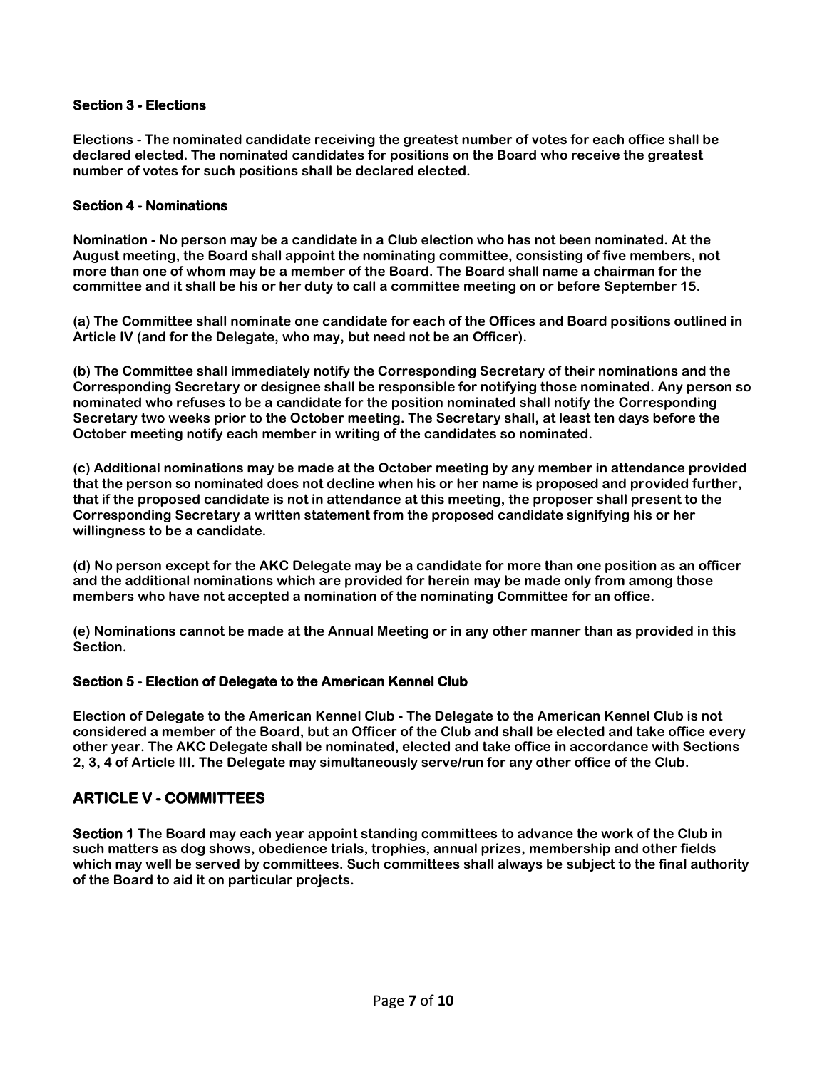### Section 3 - Elections

**Elections - The nominated candidate receiving the greatest number of votes for each office shall be declared elected. The nominated candidates for positions on the Board who receive the greatest number of votes for such positions shall be declared elected.**

### Section 4 - Nominations

**Nomination - No person may be a candidate in a Club election who has not been nominated. At the August meeting, the Board shall appoint the nominating committee, consisting of five members, not more than one of whom may be a member of the Board. The Board shall name a chairman for the committee and it shall be his or her duty to call a committee meeting on or before September 15.**

**(a) The Committee shall nominate one candidate for each of the Offices and Board positions outlined in Article IV (and for the Delegate, who may, but need not be an Officer).**

**(b) The Committee shall immediately notify the Corresponding Secretary of their nominations and the Corresponding Secretary or designee shall be responsible for notifying those nominated. Any person so nominated who refuses to be a candidate for the position nominated shall notify the Corresponding Secretary two weeks prior to the October meeting. The Secretary shall, at least ten days before the October meeting notify each member in writing of the candidates so nominated.**

**(c) Additional nominations may be made at the October meeting by any member in attendance provided that the person so nominated does not decline when his or her name is proposed and provided further, that if the proposed candidate is not in attendance at this meeting, the proposer shall present to the Corresponding Secretary a written statement from the proposed candidate signifying his or her willingness to be a candidate.**

**(d) No person except for the AKC Delegate may be a candidate for more than one position as an officer and the additional nominations which are provided for herein may be made only from among those members who have not accepted a nomination of the nominating Committee for an office.**

**(e) Nominations cannot be made at the Annual Meeting or in any other manner than as provided in this Section.**

### Section 5 - Election of Delegate to the American Kennel Club

**Election of Delegate to the American Kennel Club - The Delegate to the American Kennel Club is not considered a member of the Board, but an Officer of the Club and shall be elected and take office every other year. The AKC Delegate shall be nominated, elected and take office in accordance with Sections 2, 3, 4 of Article III. The Delegate may simultaneously serve/run for any other office of the Club.**

## ARTICLE V - COMMITTEES

**Section 1 The Board may each year appoint standing committees to advance the work of the Club in such matters as dog shows, obedience trials, trophies, annual prizes, membership and other fields which may well be served by committees. Such committees shall always be subject to the final authority of the Board to aid it on particular projects.**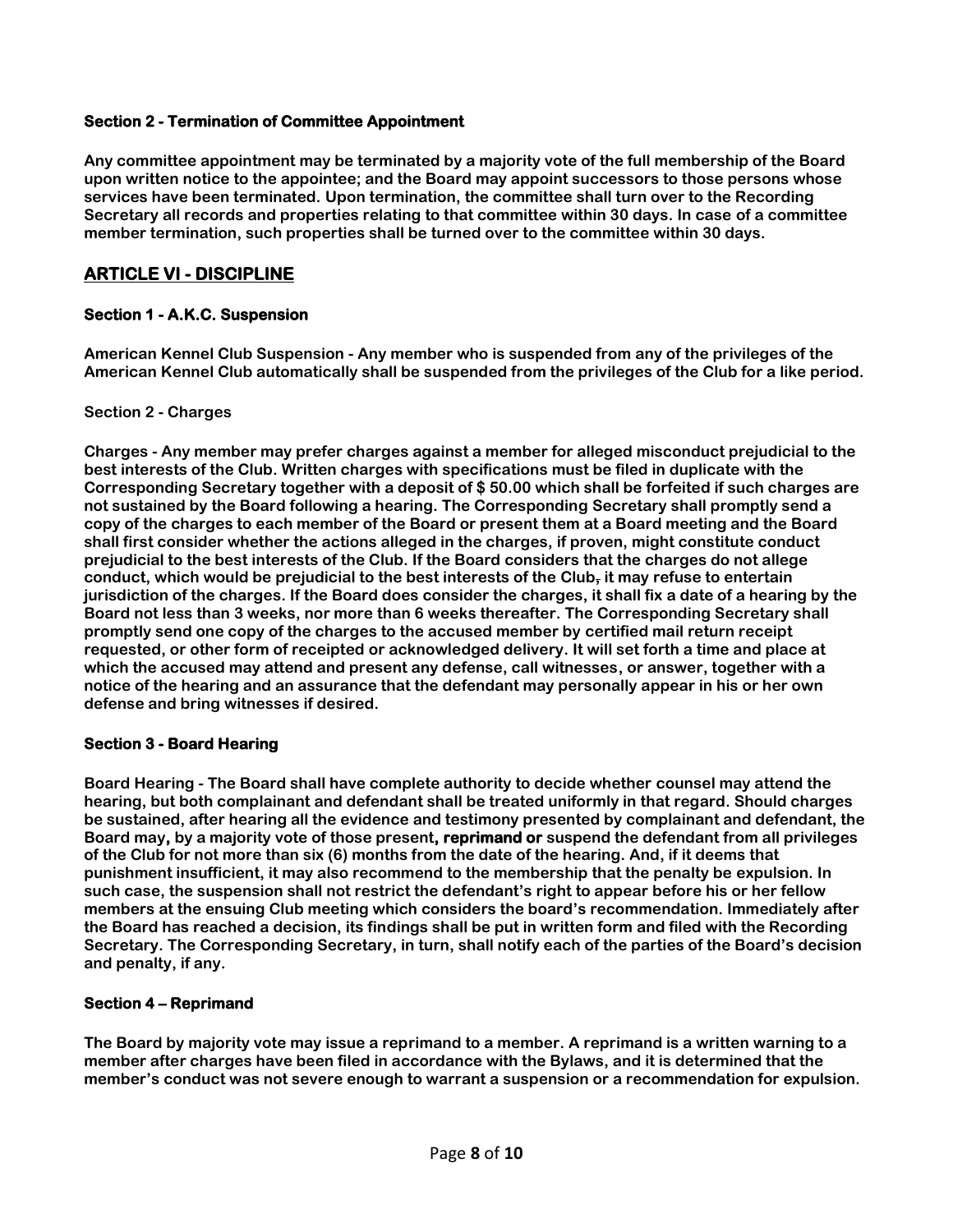### Section 2 - Termination of Committee Appointment

**Any committee appointment may be terminated by a majority vote of the full membership of the Board upon written notice to the appointee; and the Board may appoint successors to those persons whose services have been terminated. Upon termination, the committee shall turn over to the Recording Secretary all records and properties relating to that committee within 30 days. In case of a committee member termination, such properties shall be turned over to the committee within 30 days.**

## ARTICLE VI - DISCIPLINE

### Section 1 - A.K.C. Suspension

**American Kennel Club Suspension - Any member who is suspended from any of the privileges of the American Kennel Club automatically shall be suspended from the privileges of the Club for a like period.**

### Section 2 - Charges

**Charges - Any member may prefer charges against a member for alleged misconduct prejudicial to the best interests of the Club. Written charges with specifications must be filed in duplicate with the Corresponding Secretary together with a deposit of $ 50.00 which shall be forfeited if such charges are not sustained by the Board following a hearing. The Corresponding Secretary shall promptly send a copy of the charges to each member of the Board or present them at a Board meeting and the Board shall first consider whether the actions alleged in the charges, if proven, might constitute conduct prejudicial to the best interests of the Club. If the Board considers that the charges do not allege conduct, which would be prejudicial to the best interests of the Club~~,~~ it may refuse to entertain jurisdiction of the charges. If the Board does consider the charges, it shall fix a date of a hearing by the Board not less than 3 weeks, nor more than 6 weeks thereafter. The Corresponding Secretary shall promptly send one copy of the charges to the accused member by certified mail return receipt requested, or other form of receipted or acknowledged delivery. It will set forth a time and place at which the accused may attend and present any defense, call witnesses, or answer, together with a notice of the hearing and an assurance that the defendant may personally appear in his or her own defense and bring witnesses if desired.**

### Section 3 - Board Hearing

**Board Hearing - The Board shall have complete authority to decide whether counsel may attend the hearing, but both complainant and defendant shall be treated uniformly in that regard. Should charges be sustained, after hearing all the evidence and testimony presented by complainant and defendant, the Board may, by a majority vote of those present, reprimand or suspend the defendant from all privileges of the Club for not more than six (6) months from the date of the hearing. And, if it deems that punishment insufficient, it may also recommend to the membership that the penalty be expulsion. In such case, the suspension shall not restrict the defendant's right to appear before his or her fellow members at the ensuing Club meeting which considers the board's recommendation. Immediately after the Board has reached a decision, its findings shall be put in written form and filed with the Recording Secretary. The Corresponding Secretary, in turn, shall notify each of the parties of the Board's decision and penalty, if any.**

### Section 4 – Reprimand

**The Board by majority vote may issue a reprimand to a member. A reprimand is a written warning to a member after charges have been filed in accordance with the Bylaws, and it is determined that the member's conduct was not severe enough to warrant a suspension or a recommendation for expulsion.**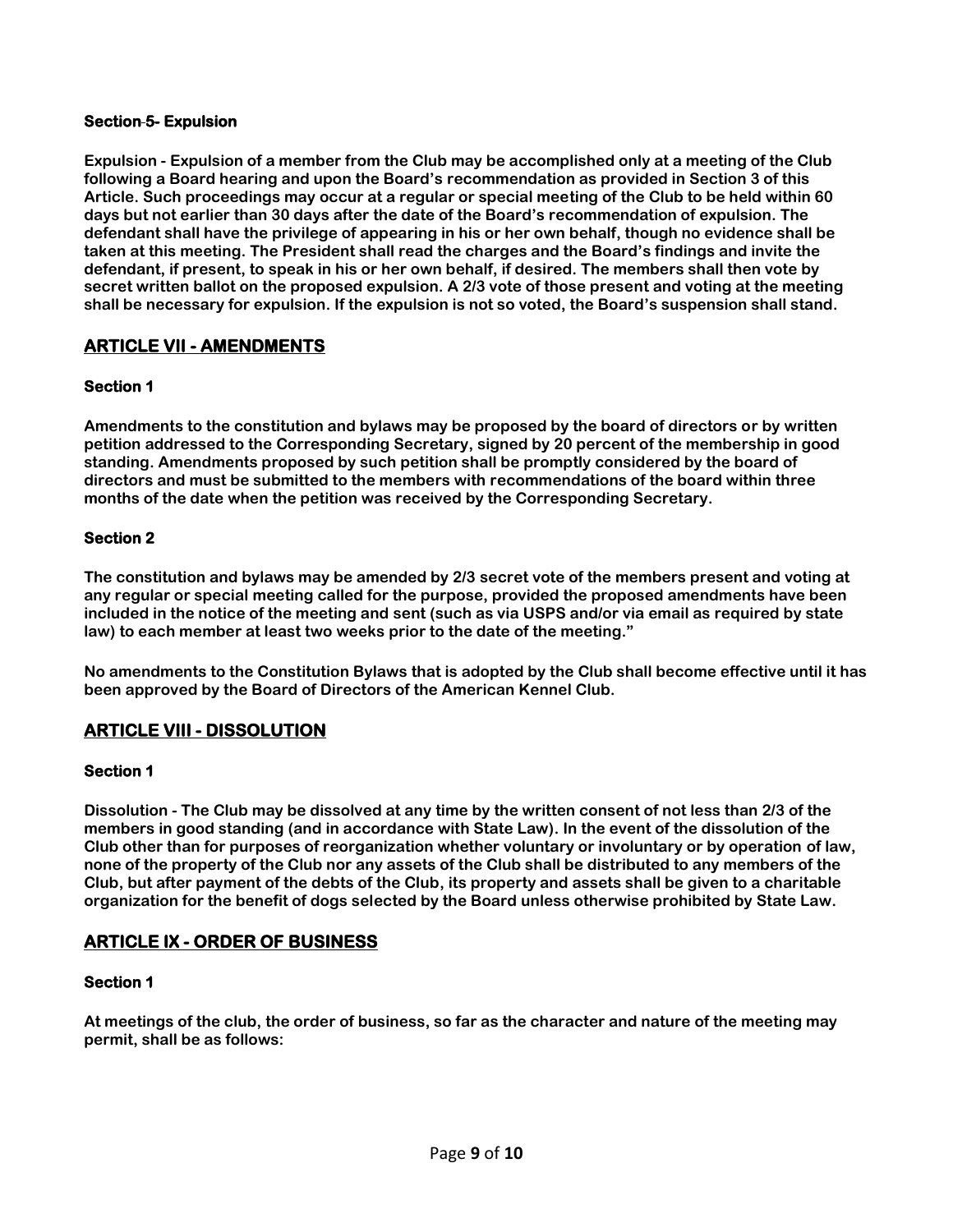### Section 5- Expulsion

**Expulsion - Expulsion of a member from the Club may be accomplished only at a meeting of the Club following a Board hearing and upon the Board's recommendation as provided in Section 3 of this Article. Such proceedings may occur at a regular or special meeting of the Club to be held within 60 days but not earlier than 30 days after the date of the Board's recommendation of expulsion. The defendant shall have the privilege of appearing in his or her own behalf, though no evidence shall be taken at this meeting. The President shall read the charges and the Board's findings and invite the defendant, if present, to speak in his or her own behalf, if desired. The members shall then vote by secret written ballot on the proposed expulsion. A 2/3 vote of those present and voting at the meeting shall be necessary for expulsion. If the expulsion is not so voted, the Board's suspension shall stand.**

## ARTICLE VII - AMENDMENTS

### Section 1

**Amendments to the constitution and bylaws may be proposed by the board of directors or by written petition addressed to the Corresponding Secretary, signed by 20 percent of the membership in good standing. Amendments proposed by such petition shall be promptly considered by the board of directors and must be submitted to the members with recommendations of the board within three months of the date when the petition was received by the Corresponding Secretary.**

### Section 2

**The constitution and bylaws may be amended by 2/3 secret vote of the members present and voting at any regular or special meeting called for the purpose, provided the proposed amendments have been included in the notice of the meeting and sent (such as via USPS and/or via email as required by state law) to each member at least two weeks prior to the date of the meeting."**

**No amendments to the Constitution Bylaws that is adopted by the Club shall become effective until it has been approved by the Board of Directors of the American Kennel Club.**

## ARTICLE VIII - DISSOLUTION

### Section 1

**Dissolution - The Club may be dissolved at any time by the written consent of not less than 2/3 of the members in good standing (and in accordance with State Law). In the event of the dissolution of the Club other than for purposes of reorganization whether voluntary or involuntary or by operation of law, none of the property of the Club nor any assets of the Club shall be distributed to any members of the Club, but after payment of the debts of the Club, its property and assets shall be given to a charitable organization for the benefit of dogs selected by the Board unless otherwise prohibited by State Law.**

## ARTICLE IX - ORDER OF BUSINESS

### Section 1

**At meetings of the club, the order of business, so far as the character and nature of the meeting may permit, shall be as follows:**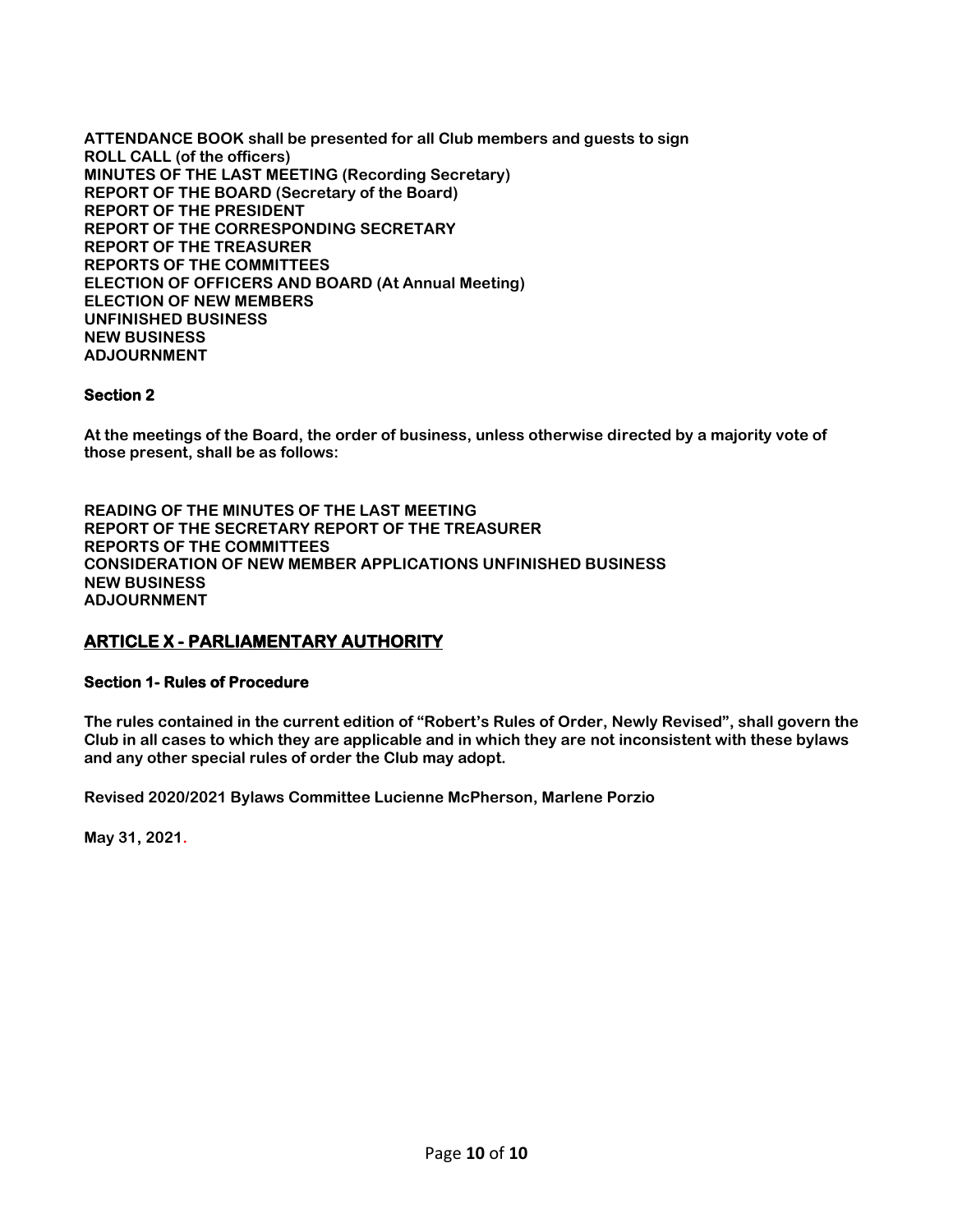**ATTENDANCE BOOK shall be presented for all Club members and guests to sign**
**ROLL CALL (of the officers)**
**MINUTES OF THE LAST MEETING (Recording Secretary)**
**REPORT OF THE BOARD (Secretary of the Board)**
**REPORT OF THE PRESIDENT**
**REPORT OF THE CORRESPONDING SECRETARY**
**REPORT OF THE TREASURER**
**REPORTS OF THE COMMITTEES**
**ELECTION OF OFFICERS AND BOARD (At Annual Meeting)**
**ELECTION OF NEW MEMBERS**
**UNFINISHED BUSINESS**
**NEW BUSINESS**
**ADJOURNMENT**

### Section 2

**At the meetings of the Board, the order of business, unless otherwise directed by a majority vote of those present, shall be as follows:**

**READING OF THE MINUTES OF THE LAST MEETING**
**REPORT OF THE SECRETARY REPORT OF THE TREASURER**
**REPORTS OF THE COMMITTEES**
**CONSIDERATION OF NEW MEMBER APPLICATIONS UNFINISHED BUSINESS**
**NEW BUSINESS**
**ADJOURNMENT**

## ARTICLE X - PARLIAMENTARY AUTHORITY

### Section 1- Rules of Procedure

**The rules contained in the current edition of "Robert's Rules of Order, Newly Revised", shall govern the Club in all cases to which they are applicable and in which they are not inconsistent with these bylaws and any other special rules of order the Club may adopt.**

**Revised 2020/2021 Bylaws Committee Lucienne McPherson, Marlene Porzio**

**May 31, 2021.**